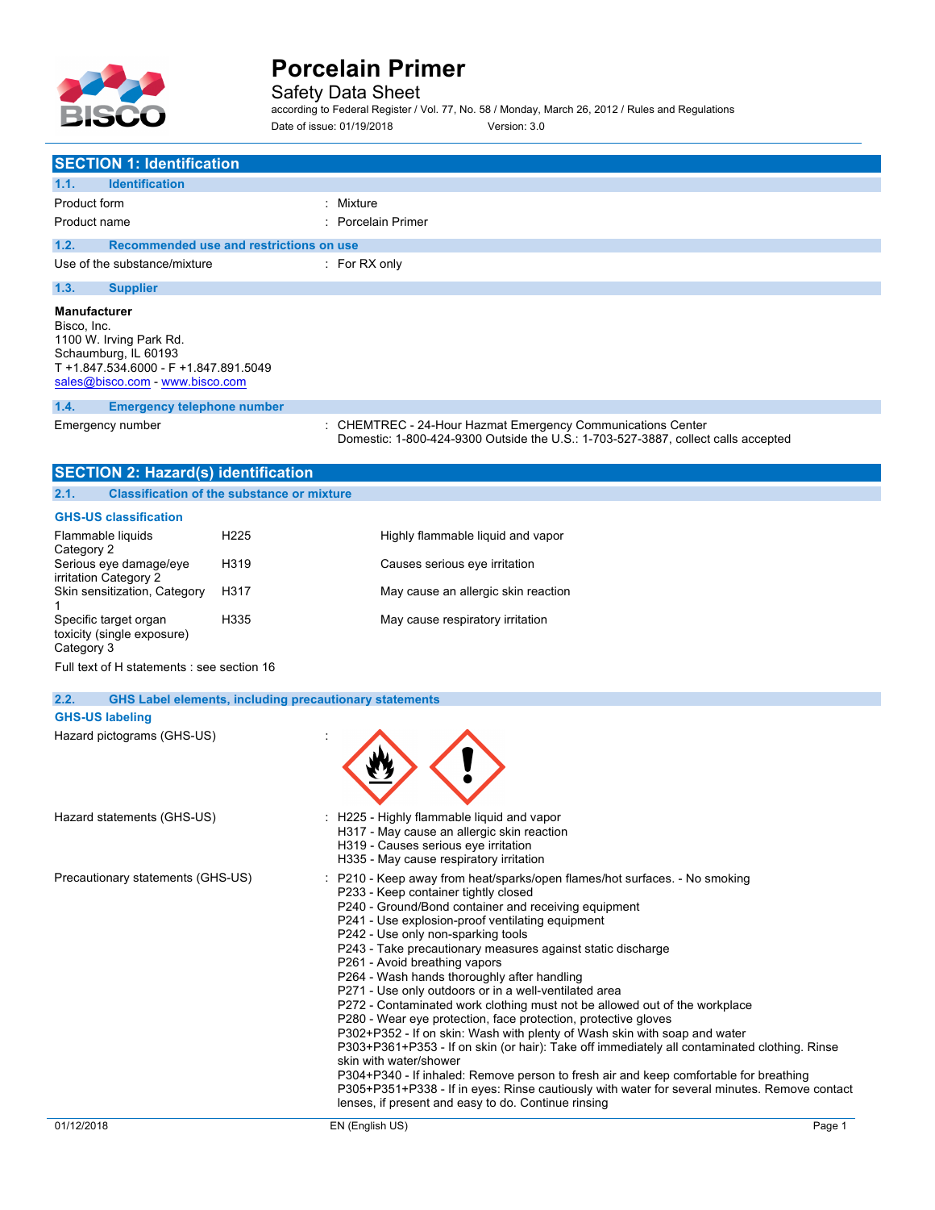# Porcelain Primer

Safety Data Sheet

according to Federal Register / Vol. 77, No. 58 / Monday, March 26, 2012 / Rules and Regulations

Date of issue: 01/19/2018 Version: 3.0

## SECTION 1: Identification

### 1.1. Identification

Product form : Mixture

Product name : Porcelain Primer

### 1.2. Recommended use and restrictions on use

Use of the substance/mixture : For RX only

### 1.3. Supplier

**Manufacturer**
Bisco, Inc.
1100 W. Irving Park Rd.
Schaumburg, IL 60193
T +1.847.534.6000 - F +1.847.891.5049
sales@bisco.com - www.bisco.com

### 1.4. Emergency telephone number

Emergency number : CHEMTREC - 24-Hour Hazmat Emergency Communications Center
Domestic: 1-800-424-9300 Outside the U.S.: 1-703-527-3887, collect calls accepted

## SECTION 2: Hazard(s) identification

### 2.1. Classification of the substance or mixture

**GHS-US classification**

| | | |
|---|---|---|
| Flammable liquids Category 2 | H225 | Highly flammable liquid and vapor |
| Serious eye damage/eye irritation Category 2 | H319 | Causes serious eye irritation |
| Skin sensitization, Category 1 | H317 | May cause an allergic skin reaction |
| Specific target organ toxicity (single exposure) Category 3 | H335 | May cause respiratory irritation |

Full text of H statements : see section 16

### 2.2. GHS Label elements, including precautionary statements

**GHS-US labeling**

Hazard pictograms (GHS-US) :

Hazard statements (GHS-US) :
H225 - Highly flammable liquid and vapor
H317 - May cause an allergic skin reaction
H319 - Causes serious eye irritation
H335 - May cause respiratory irritation

Precautionary statements (GHS-US) :
P210 - Keep away from heat/sparks/open flames/hot surfaces. - No smoking
P233 - Keep container tightly closed
P240 - Ground/Bond container and receiving equipment
P241 - Use explosion-proof ventilating equipment
P242 - Use only non-sparking tools
P243 - Take precautionary measures against static discharge
P261 - Avoid breathing vapors
P264 - Wash hands thoroughly after handling
P271 - Use only outdoors or in a well-ventilated area
P272 - Contaminated work clothing must not be allowed out of the workplace
P280 - Wear eye protection, face protection, protective gloves
P302+P352 - If on skin: Wash with plenty of Wash skin with soap and water
P303+P361+P353 - If on skin (or hair): Take off immediately all contaminated clothing. Rinse skin with water/shower
P304+P340 - If inhaled: Remove person to fresh air and keep comfortable for breathing
P305+P351+P338 - If in eyes: Rinse cautiously with water for several minutes. Remove contact lenses, if present and easy to do. Continue rinsing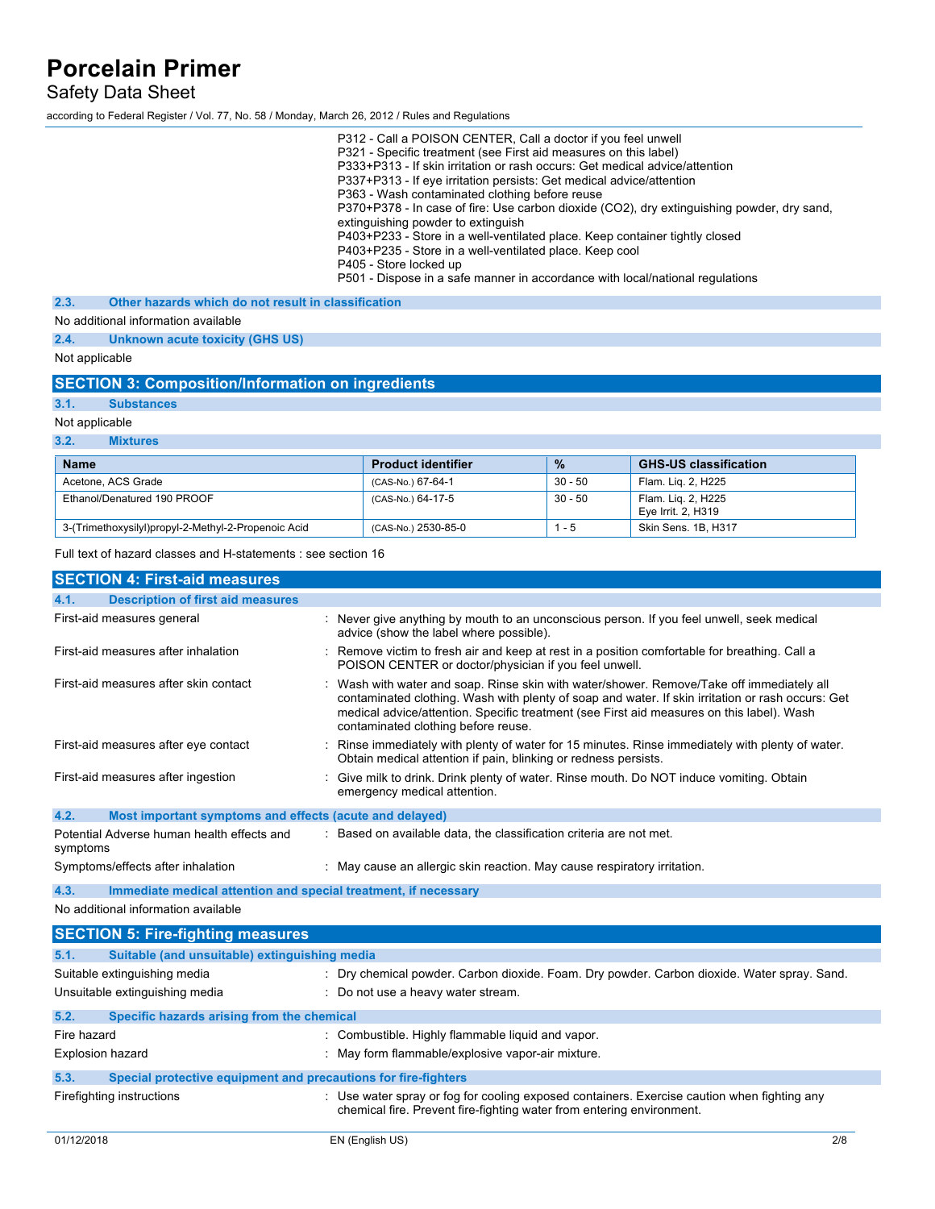P312 - Call a POISON CENTER, Call a doctor if you feel unwell
P321 - Specific treatment (see First aid measures on this label)
P333+P313 - If skin irritation or rash occurs: Get medical advice/attention
P337+P313 - If eye irritation persists: Get medical advice/attention
P363 - Wash contaminated clothing before reuse
P370+P378 - In case of fire: Use carbon dioxide ($CO_2$), dry extinguishing powder, dry sand, extinguishing powder to extinguish
P403+P233 - Store in a well-ventilated place. Keep container tightly closed
P403+P235 - Store in a well-ventilated place. Keep cool
P405 - Store locked up
P501 - Dispose in a safe manner in accordance with local/national regulations

### 2.3. Other hazards which do not result in classification

No additional information available

### 2.4. Unknown acute toxicity (GHS US)

Not applicable

## SECTION 3: Composition/Information on ingredients

### 3.1. Substances

Not applicable

### 3.2. Mixtures

| Name | Product identifier | % | GHS-US classification |
|---|---|---|---|
| Acetone, ACS Grade | (CAS-No.) 67-64-1 | 30 - 50 | Flam. Liq. 2, H225 |
| Ethanol/Denatured 190 PROOF | (CAS-No.) 64-17-5 | 30 - 50 | Flam. Liq. 2, H225<br>Eye Irrit. 2, H319 |
| 3-(Trimethoxysilyl)propyl-2-Methyl-2-Propenoic Acid | (CAS-No.) 2530-85-0 | 1 - 5 | Skin Sens. 1B, H317 |

Full text of hazard classes and H-statements : see section 16

## SECTION 4: First-aid measures

### 4.1. Description of first aid measures

First-aid measures general : Never give anything by mouth to an unconscious person. If you feel unwell, seek medical advice (show the label where possible).

First-aid measures after inhalation : Remove victim to fresh air and keep at rest in a position comfortable for breathing. Call a POISON CENTER or doctor/physician if you feel unwell.

First-aid measures after skin contact : Wash with water and soap. Rinse skin with water/shower. Remove/Take off immediately all contaminated clothing. Wash with plenty of soap and water. If skin irritation or rash occurs: Get medical advice/attention. Specific treatment (see First aid measures on this label). Wash contaminated clothing before reuse.

First-aid measures after eye contact : Rinse immediately with plenty of water for 15 minutes. Rinse immediately with plenty of water. Obtain medical attention if pain, blinking or redness persists.

First-aid measures after ingestion : Give milk to drink. Drink plenty of water. Rinse mouth. Do NOT induce vomiting. Obtain emergency medical attention.

### 4.2. Most important symptoms and effects (acute and delayed)

Potential Adverse human health effects and symptoms : Based on available data, the classification criteria are not met.

Symptoms/effects after inhalation : May cause an allergic skin reaction. May cause respiratory irritation.

### 4.3. Immediate medical attention and special treatment, if necessary

No additional information available

## SECTION 5: Fire-fighting measures

### 5.1. Suitable (and unsuitable) extinguishing media

Suitable extinguishing media : Dry chemical powder. Carbon dioxide. Foam. Dry powder. Carbon dioxide. Water spray. Sand.

Unsuitable extinguishing media : Do not use a heavy water stream.

### 5.2. Specific hazards arising from the chemical

Fire hazard : Combustible. Highly flammable liquid and vapor.

Explosion hazard : May form flammable/explosive vapor-air mixture.

### 5.3. Special protective equipment and precautions for fire-fighters

Firefighting instructions : Use water spray or fog for cooling exposed containers. Exercise caution when fighting any chemical fire. Prevent fire-fighting water from entering environment.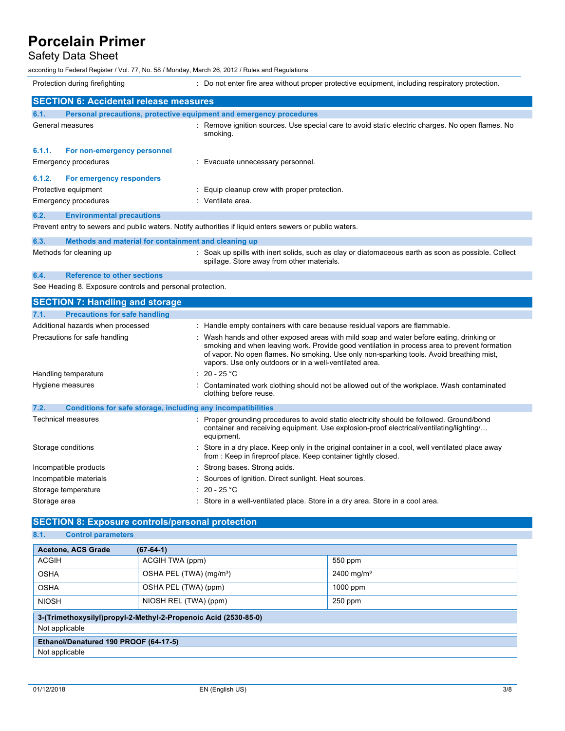Protection during firefighting : Do not enter fire area without proper protective equipment, including respiratory protection.

## SECTION 6: Accidental release measures

### 6.1. Personal precautions, protective equipment and emergency procedures

General measures : Remove ignition sources. Use special care to avoid static electric charges. No open flames. No smoking.

#### 6.1.1. For non-emergency personnel

Emergency procedures : Evacuate unnecessary personnel.

#### 6.1.2. For emergency responders

Protective equipment : Equip cleanup crew with proper protection.

Emergency procedures : Ventilate area.

### 6.2. Environmental precautions

Prevent entry to sewers and public waters. Notify authorities if liquid enters sewers or public waters.

### 6.3. Methods and material for containment and cleaning up

Methods for cleaning up : Soak up spills with inert solids, such as clay or diatomaceous earth as soon as possible. Collect spillage. Store away from other materials.

### 6.4. Reference to other sections

See Heading 8. Exposure controls and personal protection.

## SECTION 7: Handling and storage

### 7.1. Precautions for safe handling

Additional hazards when processed : Handle empty containers with care because residual vapors are flammable.

Precautions for safe handling : Wash hands and other exposed areas with mild soap and water before eating, drinking or smoking and when leaving work. Provide good ventilation in process area to prevent formation of vapor. No open flames. No smoking. Use only non-sparking tools. Avoid breathing mist, vapors. Use only outdoors or in a well-ventilated area.

Handling temperature : 20 - 25 °C

Hygiene measures : Contaminated work clothing should not be allowed out of the workplace. Wash contaminated clothing before reuse.

### 7.2. Conditions for safe storage, including any incompatibilities

Technical measures : Proper grounding procedures to avoid static electricity should be followed. Ground/bond container and receiving equipment. Use explosion-proof electrical/ventilating/lighting/… equipment.

Storage conditions : Store in a dry place. Keep only in the original container in a cool, well ventilated place away from : Keep in fireproof place. Keep container tightly closed.

Incompatible products : Strong bases. Strong acids.

Incompatible materials : Sources of ignition. Direct sunlight. Heat sources.

Storage temperature : 20 - 25 °C

Storage area : Store in a well-ventilated place. Store in a dry area. Store in a cool area.

## SECTION 8: Exposure controls/personal protection

### 8.1. Control parameters

| Acetone, ACS Grade | (67-64-1) | |
|---|---|---|
| ACGIH | ACGIH TWA (ppm) | 550 ppm |
| OSHA | OSHA PEL (TWA) (mg/m³) | 2400 mg/m³ |
| OSHA | OSHA PEL (TWA) (ppm) | 1000 ppm |
| NIOSH | NIOSH REL (TWA) (ppm) | 250 ppm |

| 3-(Trimethoxysilyl)propyl-2-Methyl-2-Propenoic Acid (2530-85-0) |
|---|
| Not applicable |

| Ethanol/Denatured 190 PROOF (64-17-5) |
|---|
| Not applicable |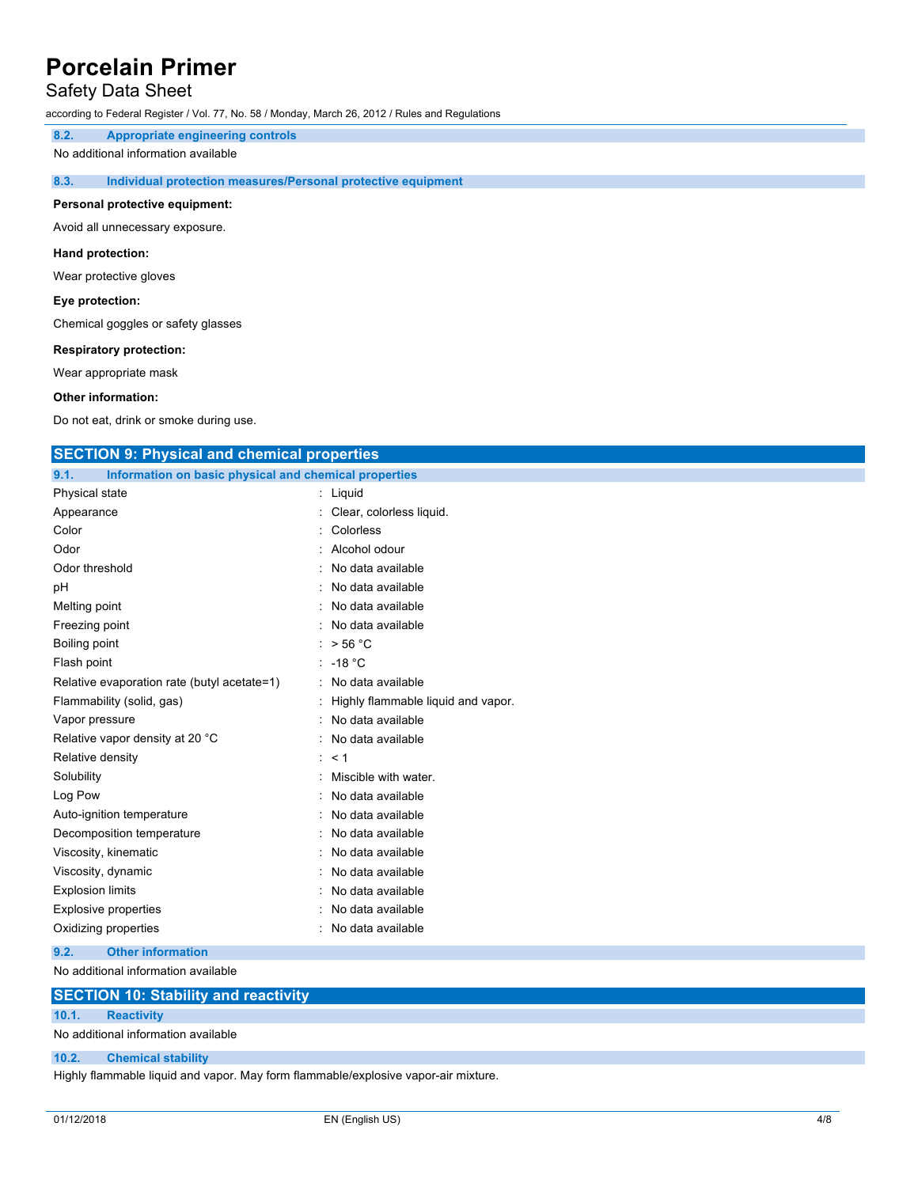### 8.2. Appropriate engineering controls

No additional information available

### 8.3. Individual protection measures/Personal protective equipment

**Personal protective equipment:**

Avoid all unnecessary exposure.

**Hand protection:**

Wear protective gloves

**Eye protection:**

Chemical goggles or safety glasses

**Respiratory protection:**

Wear appropriate mask

**Other information:**

Do not eat, drink or smoke during use.

## SECTION 9: Physical and chemical properties

### 9.1. Information on basic physical and chemical properties

| Property | Value |
|---|---|
| Physical state | Liquid |
| Appearance | Clear, colorless liquid. |
| Color | Colorless |
| Odor | Alcohol odour |
| Odor threshold | No data available |
| pH | No data available |
| Melting point | No data available |
| Freezing point | No data available |
| Boiling point | > 56 °C |
| Flash point | -18 °C |
| Relative evaporation rate (butyl acetate=1) | No data available |
| Flammability (solid, gas) | Highly flammable liquid and vapor. |
| Vapor pressure | No data available |
| Relative vapor density at 20 °C | No data available |
| Relative density | < 1 |
| Solubility | Miscible with water. |
| Log Pow | No data available |
| Auto-ignition temperature | No data available |
| Decomposition temperature | No data available |
| Viscosity, kinematic | No data available |
| Viscosity, dynamic | No data available |
| Explosion limits | No data available |
| Explosive properties | No data available |
| Oxidizing properties | No data available |

### 9.2. Other information

No additional information available

## SECTION 10: Stability and reactivity

### 10.1. Reactivity

No additional information available

### 10.2. Chemical stability

Highly flammable liquid and vapor. May form flammable/explosive vapor-air mixture.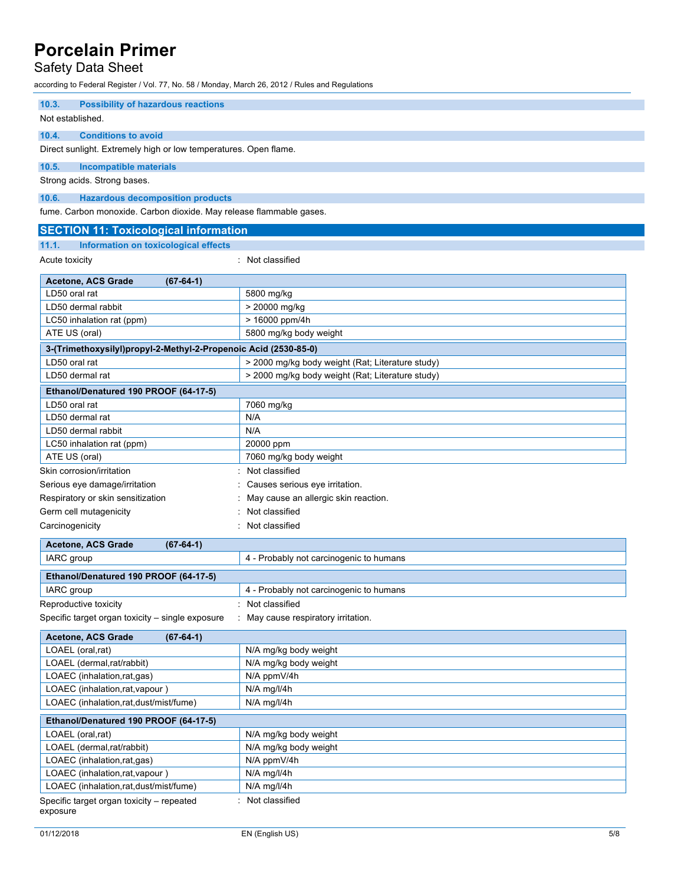### 10.3. Possibility of hazardous reactions

Not established.

### 10.4. Conditions to avoid

Direct sunlight. Extremely high or low temperatures. Open flame.

### 10.5. Incompatible materials

Strong acids. Strong bases.

### 10.6. Hazardous decomposition products

fume. Carbon monoxide. Carbon dioxide. May release flammable gases.

## SECTION 11: Toxicological information

### 11.1. Information on toxicological effects

Acute toxicity : Not classified

| Acetone, ACS Grade (67-64-1) | |
|---|---|
| LD50 oral rat | 5800 mg/kg |
| LD50 dermal rabbit | > 20000 mg/kg |
| LC50 inhalation rat (ppm) | > 16000 ppm/4h |
| ATE US (oral) | 5800 mg/kg body weight |

| 3-(Trimethoxysilyl)propyl-2-Methyl-2-Propenoic Acid (2530-85-0) | |
|---|---|
| LD50 oral rat | > 2000 mg/kg body weight (Rat; Literature study) |
| LD50 dermal rat | > 2000 mg/kg body weight (Rat; Literature study) |

| Ethanol/Denatured 190 PROOF (64-17-5) | |
|---|---|
| LD50 oral rat | 7060 mg/kg |
| LD50 dermal rat | N/A |
| LD50 dermal rabbit | N/A |
| LC50 inhalation rat (ppm) | 20000 ppm |
| ATE US (oral) | 7060 mg/kg body weight |

Skin corrosion/irritation : Not classified

Serious eye damage/irritation : Causes serious eye irritation.

Respiratory or skin sensitization : May cause an allergic skin reaction.

Germ cell mutagenicity : Not classified

Carcinogenicity : Not classified

| Acetone, ACS Grade (67-64-1) | |
|---|---|
| IARC group | 4 - Probably not carcinogenic to humans |

| Ethanol/Denatured 190 PROOF (64-17-5) | |
|---|---|
| IARC group | 4 - Probably not carcinogenic to humans |

Reproductive toxicity : Not classified

Specific target organ toxicity – single exposure : May cause respiratory irritation.

| Acetone, ACS Grade (67-64-1) | |
|---|---|
| LOAEL (oral,rat) | N/A mg/kg body weight |
| LOAEL (dermal,rat/rabbit) | N/A mg/kg body weight |
| LOAEC (inhalation,rat,gas) | N/A ppmV/4h |
| LOAEC (inhalation,rat,vapour ) | N/A mg/l/4h |
| LOAEC (inhalation,rat,dust/mist/fume) | N/A mg/l/4h |

| Ethanol/Denatured 190 PROOF (64-17-5) | |
|---|---|
| LOAEL (oral,rat) | N/A mg/kg body weight |
| LOAEL (dermal,rat/rabbit) | N/A mg/kg body weight |
| LOAEC (inhalation,rat,gas) | N/A ppmV/4h |
| LOAEC (inhalation,rat,vapour ) | N/A mg/l/4h |
| LOAEC (inhalation,rat,dust/mist/fume) | N/A mg/l/4h |

Specific target organ toxicity – repeated exposure : Not classified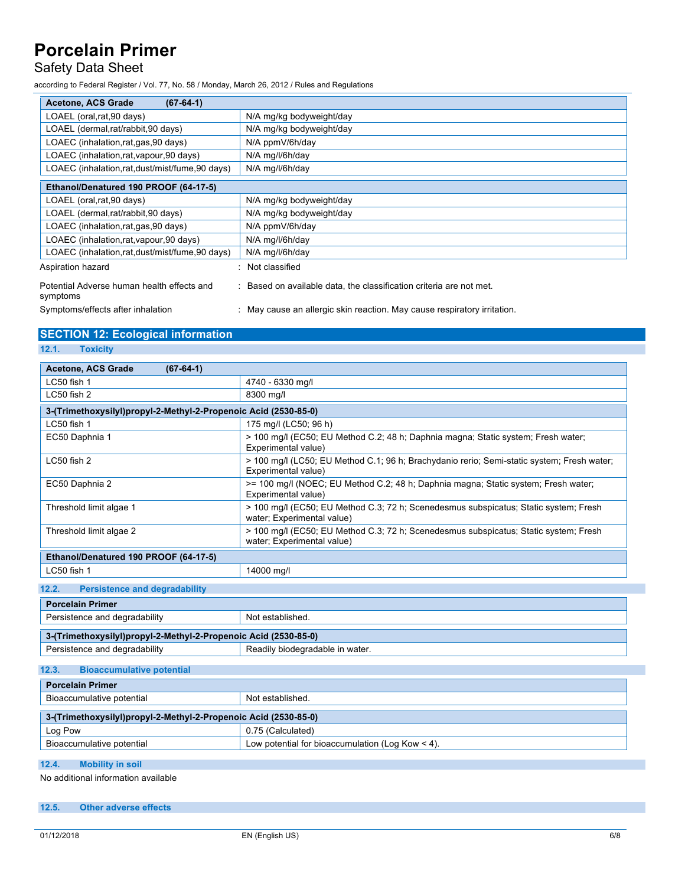| Acetone, ACS Grade (67-64-1) | |
|---|---|
| LOAEL (oral,rat,90 days) | N/A mg/kg bodyweight/day |
| LOAEL (dermal,rat/rabbit,90 days) | N/A mg/kg bodyweight/day |
| LOAEC (inhalation,rat,gas,90 days) | N/A ppmV/6h/day |
| LOAEC (inhalation,rat,vapour,90 days) | N/A mg/l/6h/day |
| LOAEC (inhalation,rat,dust/mist/fume,90 days) | N/A mg/l/6h/day |

| Ethanol/Denatured 190 PROOF (64-17-5) | |
|---|---|
| LOAEL (oral,rat,90 days) | N/A mg/kg bodyweight/day |
| LOAEL (dermal,rat/rabbit,90 days) | N/A mg/kg bodyweight/day |
| LOAEC (inhalation,rat,gas,90 days) | N/A ppmV/6h/day |
| LOAEC (inhalation,rat,vapour,90 days) | N/A mg/l/6h/day |
| LOAEC (inhalation,rat,dust/mist/fume,90 days) | N/A mg/l/6h/day |

Aspiration hazard : Not classified

Potential Adverse human health effects and symptoms : Based on available data, the classification criteria are not met.

Symptoms/effects after inhalation : May cause an allergic skin reaction. May cause respiratory irritation.

## SECTION 12: Ecological information

### 12.1. Toxicity

| Acetone, ACS Grade (67-64-1) | |
|---|---|
| LC50 fish 1 | 4740 - 6330 mg/l |
| LC50 fish 2 | 8300 mg/l |
| **3-(Trimethoxysilyl)propyl-2-Methyl-2-Propenoic Acid (2530-85-0)** | |
| LC50 fish 1 | 175 mg/l (LC50; 96 h) |
| EC50 Daphnia 1 | > 100 mg/l (EC50; EU Method C.2; 48 h; Daphnia magna; Static system; Fresh water; Experimental value) |
| LC50 fish 2 | > 100 mg/l (LC50; EU Method C.1; 96 h; Brachydanio rerio; Semi-static system; Fresh water; Experimental value) |
| EC50 Daphnia 2 | >= 100 mg/l (NOEC; EU Method C.2; 48 h; Daphnia magna; Static system; Fresh water; Experimental value) |
| Threshold limit algae 1 | > 100 mg/l (EC50; EU Method C.3; 72 h; Scenedesmus subspicatus; Static system; Fresh water; Experimental value) |
| Threshold limit algae 2 | > 100 mg/l (EC50; EU Method C.3; 72 h; Scenedesmus subspicatus; Static system; Fresh water; Experimental value) |
| **Ethanol/Denatured 190 PROOF (64-17-5)** | |
| LC50 fish 1 | 14000 mg/l |

### 12.2. Persistence and degradability

| Porcelain Primer | |
|---|---|
| Persistence and degradability | Not established. |

| 3-(Trimethoxysilyl)propyl-2-Methyl-2-Propenoic Acid (2530-85-0) | |
|---|---|
| Persistence and degradability | Readily biodegradable in water. |

### 12.3. Bioaccumulative potential

| Porcelain Primer | |
|---|---|
| Bioaccumulative potential | Not established. |

| 3-(Trimethoxysilyl)propyl-2-Methyl-2-Propenoic Acid (2530-85-0) | |
|---|---|
| Log Pow | 0.75 (Calculated) |
| Bioaccumulative potential | Low potential for bioaccumulation (Log Kow < 4). |

### 12.4. Mobility in soil

No additional information available

### 12.5. Other adverse effects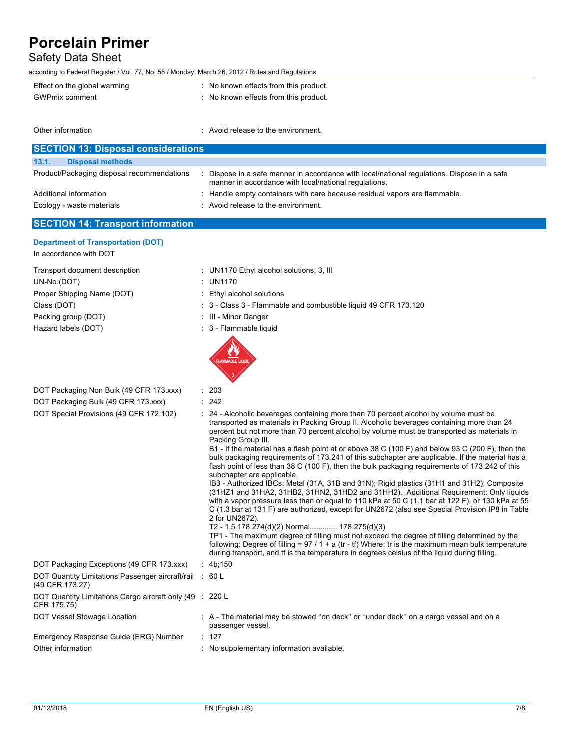| | |
|---|---|
| Effect on the global warming | : No known effects from this product. |
| GWPmix comment | : No known effects from this product. |
| Other information | : Avoid release to the environment. |

## SECTION 13: Disposal considerations

### 13.1. Disposal methods

| | |
|---|---|
| Product/Packaging disposal recommendations | : Dispose in a safe manner in accordance with local/national regulations. Dispose in a safe manner in accordance with local/national regulations. |
| Additional information | : Handle empty containers with care because residual vapors are flammable. |
| Ecology - waste materials | : Avoid release to the environment. |

## SECTION 14: Transport information

### Department of Transportation (DOT)

In accordance with DOT

| | |
|---|---|
| Transport document description | : UN1170 Ethyl alcohol solutions, 3, III |
| UN-No.(DOT) | : UN1170 |
| Proper Shipping Name (DOT) | : Ethyl alcohol solutions |
| Class (DOT) | : 3 - Class 3 - Flammable and combustible liquid 49 CFR 173.120 |
| Packing group (DOT) | : III - Minor Danger |
| Hazard labels (DOT) | : 3 - Flammable liquid |
| DOT Packaging Non Bulk (49 CFR 173.xxx) | : 203 |
| DOT Packaging Bulk (49 CFR 173.xxx) | : 242 |
| DOT Special Provisions (49 CFR 172.102) | : 24 - Alcoholic beverages containing more than 70 percent alcohol by volume must be transported as materials in Packing Group II. Alcoholic beverages containing more than 24 percent but not more than 70 percent alcohol by volume must be transported as materials in Packing Group III.<br>B1 - If the material has a flash point at or above 38 C (100 F) and below 93 C (200 F), then the bulk packaging requirements of 173.241 of this subchapter are applicable. If the material has a flash point of less than 38 C (100 F), then the bulk packaging requirements of 173.242 of this subchapter are applicable.<br>IB3 - Authorized IBCs: Metal (31A, 31B and 31N); Rigid plastics (31H1 and 31H2); Composite (31HZ1 and 31HA2, 31HB2, 31HN2, 31HD2 and 31HH2). Additional Requirement: Only liquids with a vapor pressure less than or equal to 110 kPa at 50 C (1.1 bar at 122 F), or 130 kPa at 55 C (1.3 bar at 131 F) are authorized, except for UN2672 (also see Special Provision IP8 in Table 2 for UN2672).<br>T2 - 1.5 178.274(d)(2) Normal............ 178.275(d)(3)<br>TP1 - The maximum degree of filling must not exceed the degree of filling determined by the following: Degree of filling = 97 / 1 + a (tr - tf) Where: tr is the maximum mean bulk temperature during transport, and tf is the temperature in degrees celsius of the liquid during filling. |
| DOT Packaging Exceptions (49 CFR 173.xxx) | : 4b;150 |
| DOT Quantity Limitations Passenger aircraft/rail (49 CFR 173.27) | : 60 L |
| DOT Quantity Limitations Cargo aircraft only (49 CFR 175.75) | : 220 L |
| DOT Vessel Stowage Location | : A - The material may be stowed ''on deck'' or ''under deck'' on a cargo vessel and on a passenger vessel. |
| Emergency Response Guide (ERG) Number | : 127 |
| Other information | : No supplementary information available. |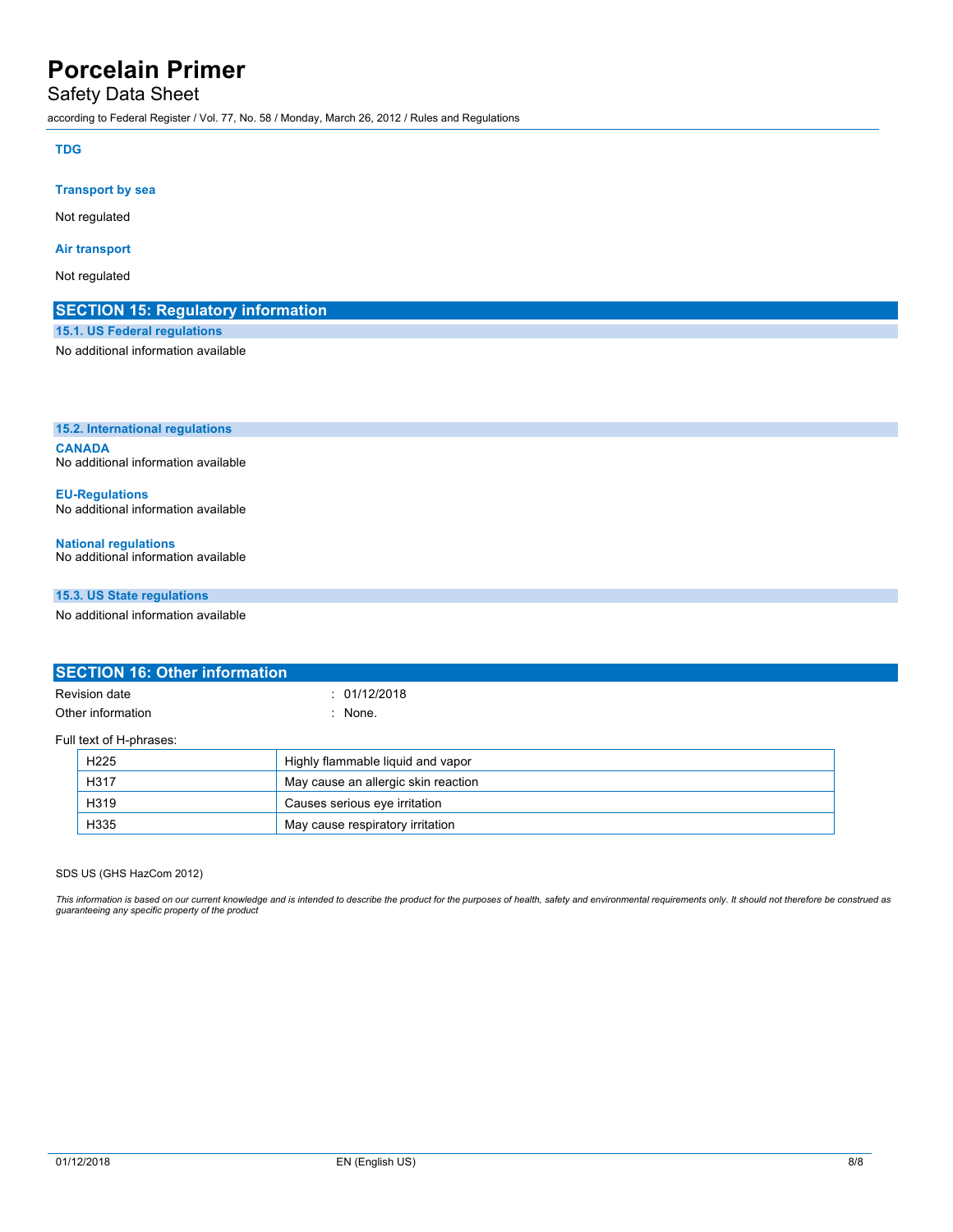### TDG

### Transport by sea

Not regulated

### Air transport

Not regulated

## SECTION 15: Regulatory information

### 15.1. US Federal regulations

No additional information available

### 15.2. International regulations

**CANADA**
No additional information available

**EU-Regulations**
No additional information available

**National regulations**
No additional information available

### 15.3. US State regulations

No additional information available

## SECTION 16: Other information

Revision date : 01/12/2018
Other information : None.

Full text of H-phrases:

| | |
|---|---|
| H225 | Highly flammable liquid and vapor |
| H317 | May cause an allergic skin reaction |
| H319 | Causes serious eye irritation |
| H335 | May cause respiratory irritation |

SDS US (GHS HazCom 2012)

*This information is based on our current knowledge and is intended to describe the product for the purposes of health, safety and environmental requirements only. It should not therefore be construed as guaranteeing any specific property of the product*